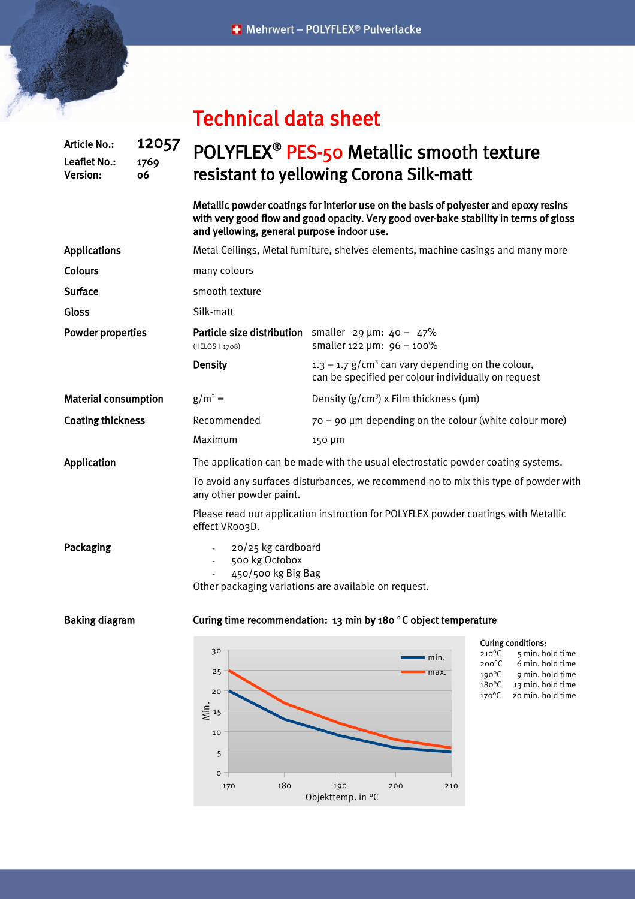# Technical data sheet

**Article No.:** 12057
**Leaflet No.:** 1769
**Version:** 06

## POLYFLEX® PES-50 Metallic smooth texture resistant to yellowing Corona Silk-matt

**Metallic powder coatings for interior use on the basis of polyester and epoxy resins with very good flow and good opacity. Very good over-bake stability in terms of gloss and yellowing, general purpose indoor use.**

**Applications**
Metal Ceilings, Metal furniture, shelves elements, machine casings and many more

**Colours**
many colours

**Surface**
smooth texture

**Gloss**
Silk-matt

**Powder properties**

| | | |
|---|---|---|
| **Particle size distribution** (HELOS H1708) | | smaller 29 µm: 40 – 47%<br>smaller 122 µm: 96 – 100% |
| **Density** | | 1.3 – 1.7 g/cm³ can vary depending on the colour, can be specified per colour individually on request |

**Material consumption**
g/m² = Density (g/cm³) x Film thickness (µm)

**Coating thickness**

| | |
|---|---|
| Recommended | 70 – 90 µm depending on the colour (white colour more) |
| Maximum | 150 µm |

**Application**
The application can be made with the usual electrostatic powder coating systems.

To avoid any surfaces disturbances, we recommend no to mix this type of powder with any other powder paint.

Please read our application instruction for POLYFLEX powder coatings with Metallic effect VR003D.

**Packaging**
- 20/25 kg cardboard
- 500 kg Octobox
- 450/500 kg Big Bag

Other packaging variations are available on request.

**Baking diagram**

**Curing time recommendation: 13 min by 180 °C object temperature**

| Objekttemp. in °C | min. (Min.) | max. (Min.) |
|---|---|---|
| 170 | 20 | 25 |
| 180 | 13 | 17 |
| 190 | 9 | 12 |
| 200 | 6 | 8 |
| 210 | 5 | 6 |

**Curing conditions:**

| | |
|---|---|
| 210°C | 5 min. hold time |
| 200°C | 6 min. hold time |
| 190°C | 9 min. hold time |
| 180°C | 13 min. hold time |
| 170°C | 20 min. hold time |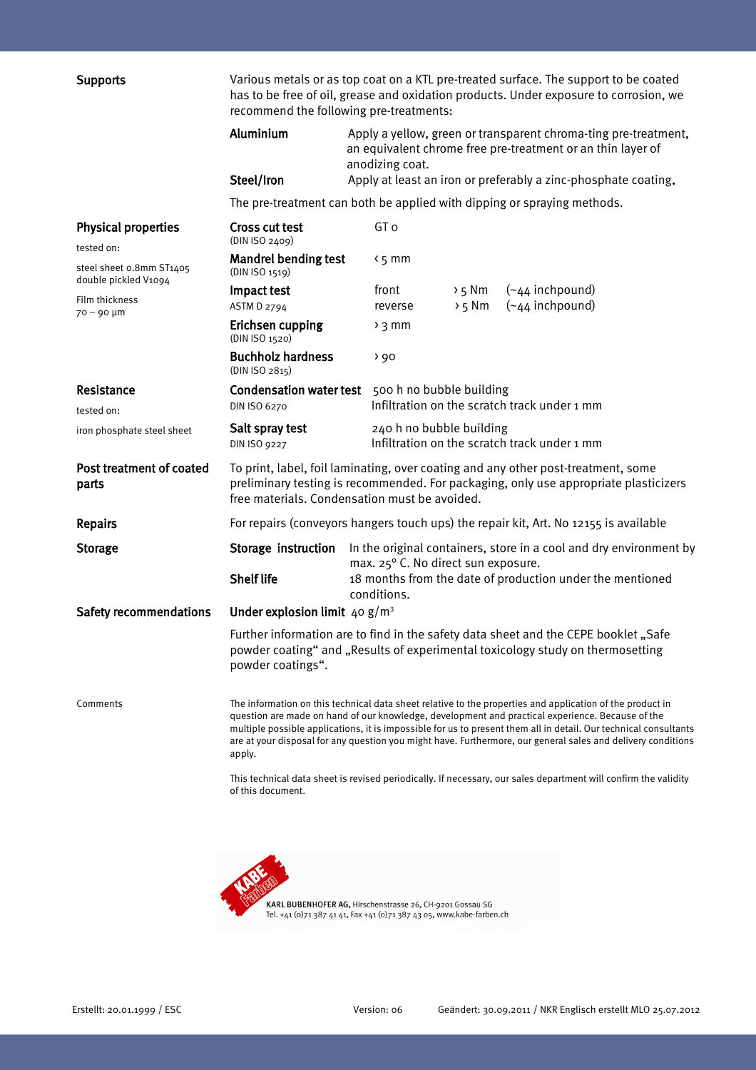**Supports**

Various metals or as top coat on a KTL pre-treated surface. The support to be coated has to be free of oil, grease and oxidation products. Under exposure to corrosion, we recommend the following pre-treatments:

**Aluminium** Apply a yellow, green or transparent chroma-ting pre-treatment, an equivalent chrome free pre-treatment or an thin layer of anodizing coat.

**Steel/Iron** Apply at least an iron or preferably a zinc-phosphate coating.

The pre-treatment can both be applied with dipping or spraying methods.

**Physical properties**

tested on:

steel sheet 0.8mm ST1405 double pickled V1094

Film thickness 70 – 90 µm

| | | | |
|---|---|---|---|
| **Cross cut test** (DIN ISO 2409) | GT 0 | | |
| **Mandrel bending test** (DIN ISO 1519) | < 5 mm | | |
| **Impact test** ASTM D 2794 | front | > 5 Nm | (~44 inchpound) |
| | reverse | > 5 Nm | (~44 inchpound) |
| **Erichsen cupping** (DIN ISO 1520) | > 3 mm | | |
| **Buchholz hardness** (DIN ISO 2815) | > 90 | | |

**Resistance**

tested on:

iron phosphate steel sheet

| | |
|---|---|
| **Condensation water test** DIN ISO 6270 | 500 h no bubble building<br>Infiltration on the scratch track under 1 mm |
| **Salt spray test** DIN ISO 9227 | 240 h no bubble building<br>Infiltration on the scratch track under 1 mm |

**Post treatment of coated parts**

To print, label, foil laminating, over coating and any other post-treatment, some preliminary testing is recommended. For packaging, only use appropriate plasticizers free materials. Condensation must be avoided.

**Repairs**

For repairs (conveyors hangers touch ups) the repair kit, Art. No 12155 is available

**Storage**

**Storage instruction** In the original containers, store in a cool and dry environment by max. 25° C. No direct sun exposure.

**Shelf life** 18 months from the date of production under the mentioned conditions.

**Safety recommendations**

**Under explosion limit** 40 g/m³

Further information are to find in the safety data sheet and the CEPE booklet „Safe powder coating“ and „Results of experimental toxicology study on thermosetting powder coatings“.

Comments

The information on this technical data sheet relative to the properties and application of the product in question are made on hand of our knowledge, development and practical experience. Because of the multiple possible applications, it is impossible for us to present them all in detail. Our technical consultants are at your disposal for any question you might have. Furthermore, our general sales and delivery conditions apply.

This technical data sheet is revised periodically. If necessary, our sales department will confirm the validity of this document.

KABE Farben

**KARL BUBENHOFER AG,** Hirschenstrasse 26, CH-9201 Gossau SG
Tel. +41 (0)71 387 41 41, Fax +41 (0)71 387 43 05, www.kabe-farben.ch

Erstellt: 20.01.1999 / ESC Version: 06 Geändert: 30.09.2011 / NKR Englisch erstellt MLO 25.07.2012